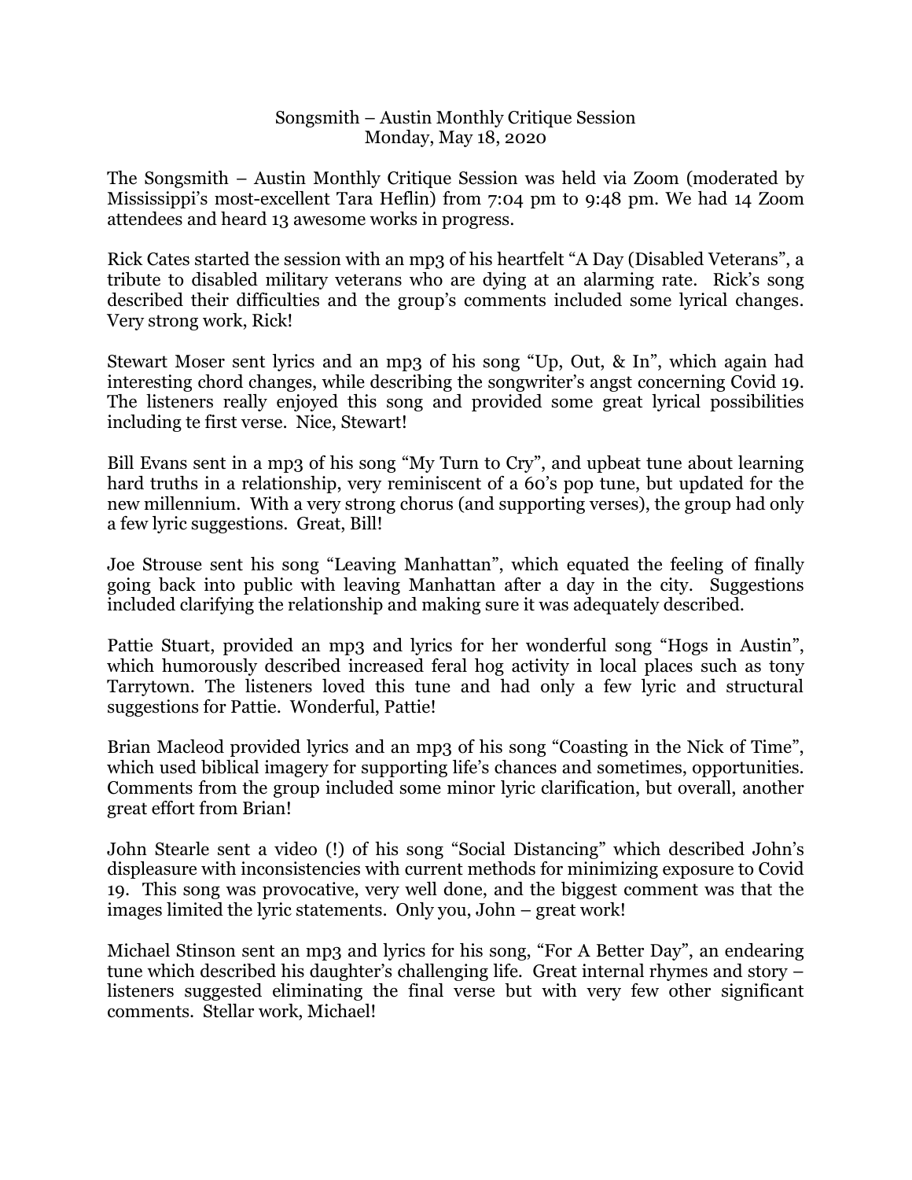Songsmith – Austin Monthly Critique Session
Monday, May 18, 2020

The Songsmith – Austin Monthly Critique Session was held via Zoom (moderated by Mississippi's most-excellent Tara Heflin) from 7:04 pm to 9:48 pm. We had 14 Zoom attendees and heard 13 awesome works in progress.

Rick Cates started the session with an mp3 of his heartfelt "A Day (Disabled Veterans", a tribute to disabled military veterans who are dying at an alarming rate. Rick's song described their difficulties and the group's comments included some lyrical changes. Very strong work, Rick!

Stewart Moser sent lyrics and an mp3 of his song "Up, Out, & In", which again had interesting chord changes, while describing the songwriter's angst concerning Covid 19. The listeners really enjoyed this song and provided some great lyrical possibilities including te first verse. Nice, Stewart!

Bill Evans sent in a mp3 of his song "My Turn to Cry", and upbeat tune about learning hard truths in a relationship, very reminiscent of a 60's pop tune, but updated for the new millennium. With a very strong chorus (and supporting verses), the group had only a few lyric suggestions. Great, Bill!

Joe Strouse sent his song "Leaving Manhattan", which equated the feeling of finally going back into public with leaving Manhattan after a day in the city. Suggestions included clarifying the relationship and making sure it was adequately described.

Pattie Stuart, provided an mp3 and lyrics for her wonderful song "Hogs in Austin", which humorously described increased feral hog activity in local places such as tony Tarrytown. The listeners loved this tune and had only a few lyric and structural suggestions for Pattie. Wonderful, Pattie!

Brian Macleod provided lyrics and an mp3 of his song "Coasting in the Nick of Time", which used biblical imagery for supporting life's chances and sometimes, opportunities. Comments from the group included some minor lyric clarification, but overall, another great effort from Brian!

John Stearle sent a video (!) of his song "Social Distancing" which described John's displeasure with inconsistencies with current methods for minimizing exposure to Covid 19. This song was provocative, very well done, and the biggest comment was that the images limited the lyric statements. Only you, John – great work!

Michael Stinson sent an mp3 and lyrics for his song, "For A Better Day", an endearing tune which described his daughter's challenging life. Great internal rhymes and story – listeners suggested eliminating the final verse but with very few other significant comments. Stellar work, Michael!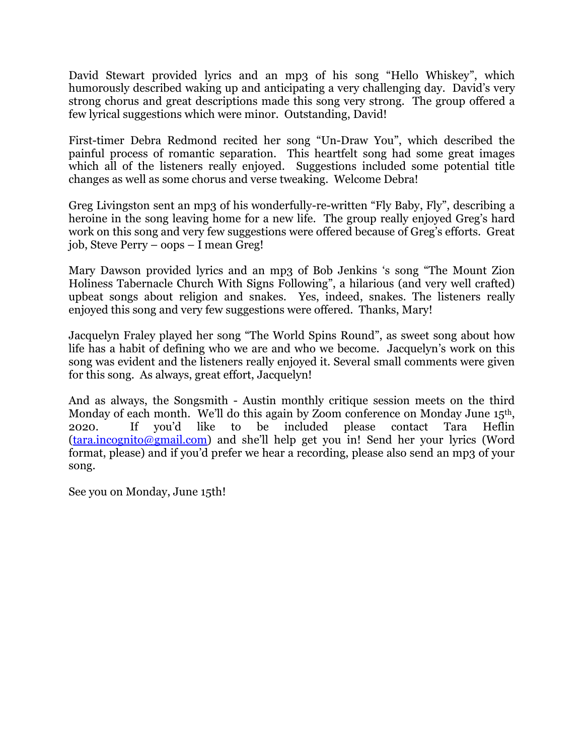David Stewart provided lyrics and an mp3 of his song “Hello Whiskey”, which humorously described waking up and anticipating a very challenging day. David’s very strong chorus and great descriptions made this song very strong. The group offered a few lyrical suggestions which were minor. Outstanding, David!

First-timer Debra Redmond recited her song “Un-Draw You”, which described the painful process of romantic separation. This heartfelt song had some great images which all of the listeners really enjoyed. Suggestions included some potential title changes as well as some chorus and verse tweaking. Welcome Debra!

Greg Livingston sent an mp3 of his wonderfully-re-written “Fly Baby, Fly”, describing a heroine in the song leaving home for a new life. The group really enjoyed Greg’s hard work on this song and very few suggestions were offered because of Greg’s efforts. Great job, Steve Perry – oops – I mean Greg!

Mary Dawson provided lyrics and an mp3 of Bob Jenkins ‘s song “The Mount Zion Holiness Tabernacle Church With Signs Following”, a hilarious (and very well crafted) upbeat songs about religion and snakes. Yes, indeed, snakes. The listeners really enjoyed this song and very few suggestions were offered. Thanks, Mary!

Jacquelyn Fraley played her song “The World Spins Round”, as sweet song about how life has a habit of defining who we are and who we become. Jacquelyn’s work on this song was evident and the listeners really enjoyed it. Several small comments were given for this song. As always, great effort, Jacquelyn!

And as always, the Songsmith - Austin monthly critique session meets on the third Monday of each month. We’ll do this again by Zoom conference on Monday June 15th, 2020. If you’d like to be included please contact Tara Heflin (tara.incognito@gmail.com) and she’ll help get you in! Send her your lyrics (Word format, please) and if you’d prefer we hear a recording, please also send an mp3 of your song.

See you on Monday, June 15th!